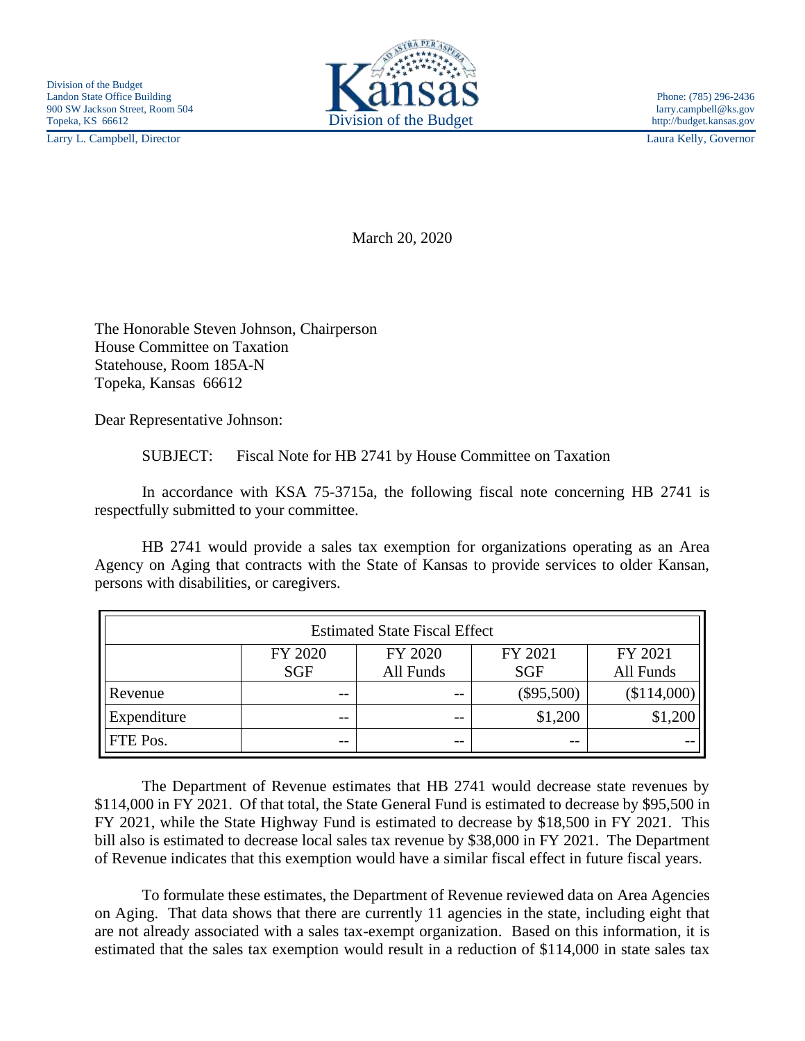Division of the Budget
Landon State Office Building
900 SW Jackson Street, Room 504
Topeka, KS 66612

Larry L. Campbell, Director

**Kansas**
Division of the Budget

Phone: (785) 296-2436
larry.campbell@ks.gov
http://budget.kansas.gov

Laura Kelly, Governor

March 20, 2020

The Honorable Steven Johnson, Chairperson
House Committee on Taxation
Statehouse, Room 185A-N
Topeka, Kansas 66612

Dear Representative Johnson:

SUBJECT: Fiscal Note for HB 2741 by House Committee on Taxation

In accordance with KSA 75-3715a, the following fiscal note concerning HB 2741 is respectfully submitted to your committee.

HB 2741 would provide a sales tax exemption for organizations operating as an Area Agency on Aging that contracts with the State of Kansas to provide services to older Kansan, persons with disabilities, or caregivers.

| Estimated State Fiscal Effect | | | | |
|---|---|---|---|---|
| | FY 2020 SGF | FY 2020 All Funds | FY 2021 SGF | FY 2021 All Funds |
| Revenue | -- | -- | ($95,500) | ($114,000) |
| Expenditure | -- | -- | $1,200 | $1,200 |
| FTE Pos. | -- | -- | -- | -- |

The Department of Revenue estimates that HB 2741 would decrease state revenues by $114,000 in FY 2021. Of that total, the State General Fund is estimated to decrease by $95,500 in FY 2021, while the State Highway Fund is estimated to decrease by $18,500 in FY 2021. This bill also is estimated to decrease local sales tax revenue by $38,000 in FY 2021. The Department of Revenue indicates that this exemption would have a similar fiscal effect in future fiscal years.

To formulate these estimates, the Department of Revenue reviewed data on Area Agencies on Aging. That data shows that there are currently 11 agencies in the state, including eight that are not already associated with a sales tax-exempt organization. Based on this information, it is estimated that the sales tax exemption would result in a reduction of $114,000 in state sales tax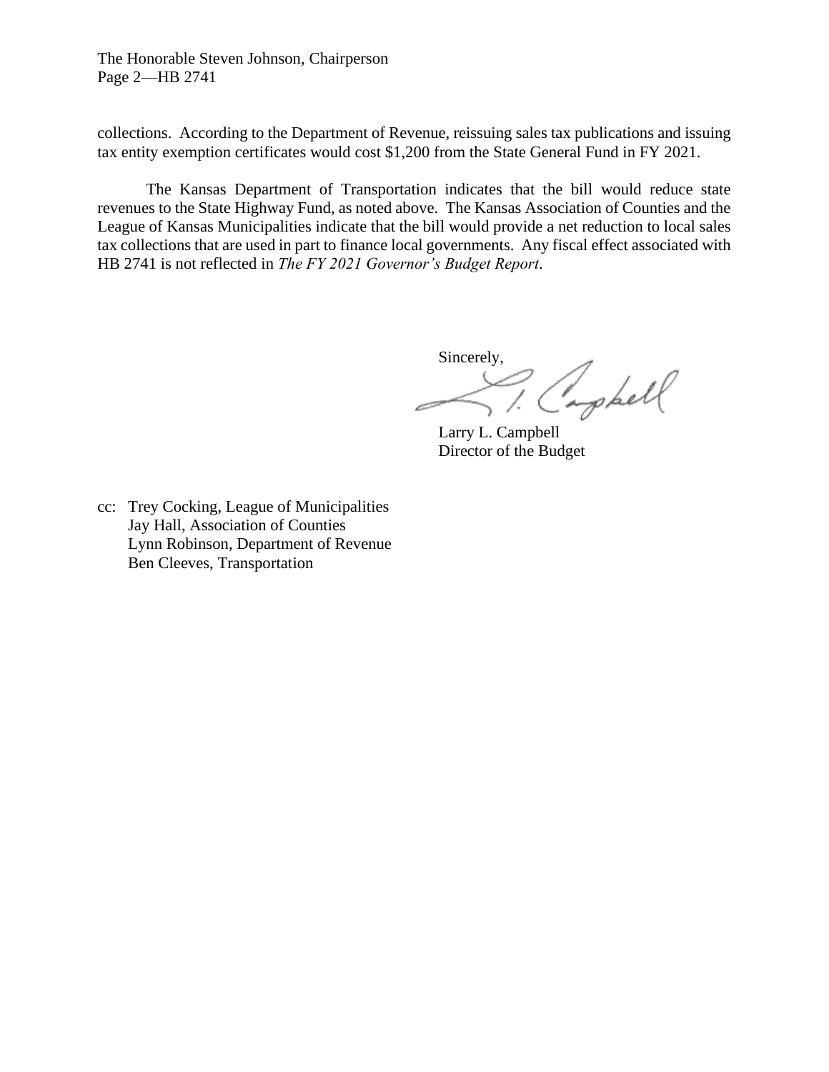collections. According to the Department of Revenue, reissuing sales tax publications and issuing tax entity exemption certificates would cost $1,200 from the State General Fund in FY 2021.

The Kansas Department of Transportation indicates that the bill would reduce state revenues to the State Highway Fund, as noted above. The Kansas Association of Counties and the League of Kansas Municipalities indicate that the bill would provide a net reduction to local sales tax collections that are used in part to finance local governments. Any fiscal effect associated with HB 2741 is not reflected in *The FY 2021 Governor's Budget Report*.

Sincerely,

Larry L. Campbell
Director of the Budget

cc: Trey Cocking, League of Municipalities
Jay Hall, Association of Counties
Lynn Robinson, Department of Revenue
Ben Cleeves, Transportation